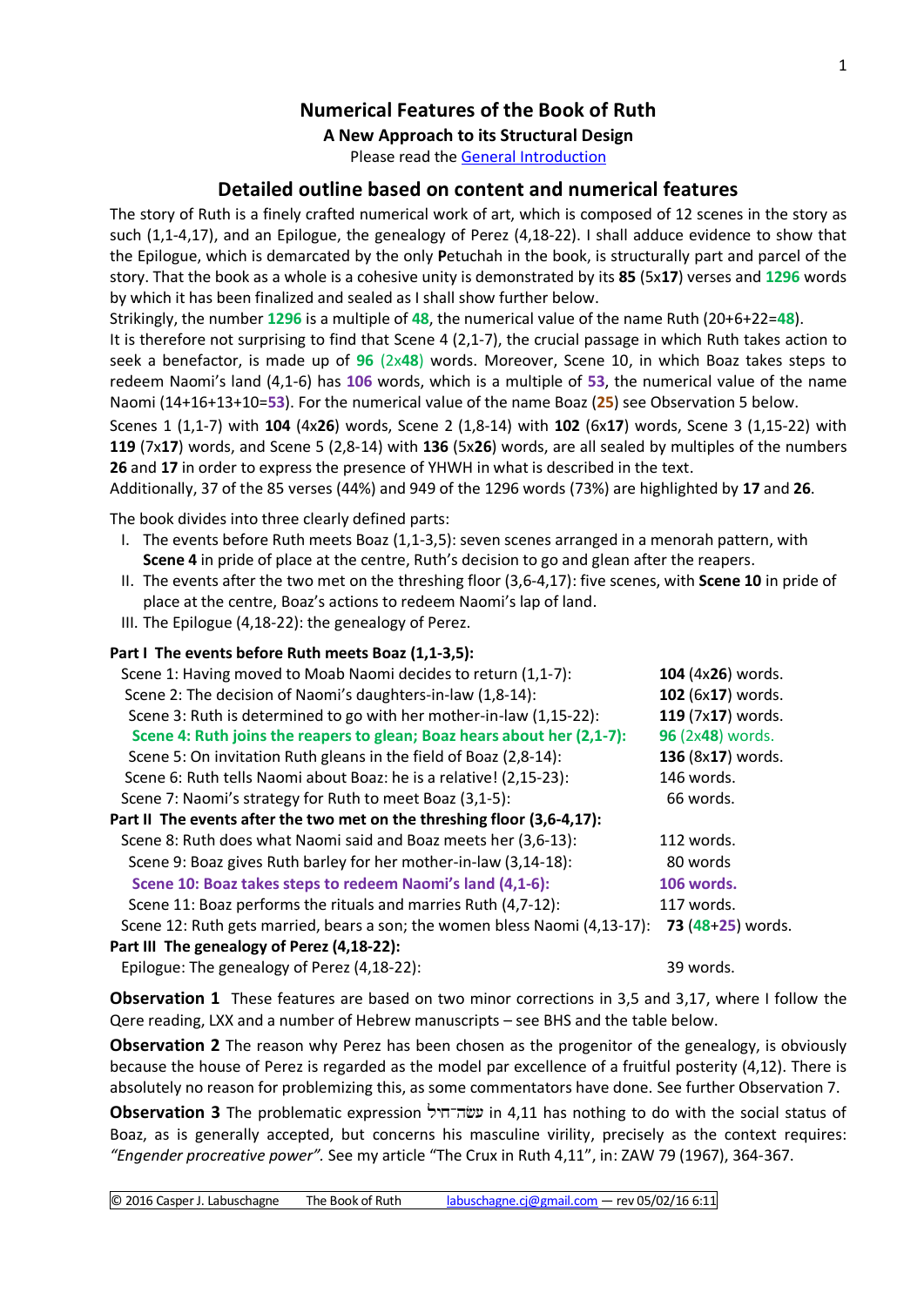# Numerical Features of the Book of Ruth

**A New Approach to its Structural Design**

Please read the [General Introduction]

## Detailed outline based on content and numerical features

The story of Ruth is a finely crafted numerical work of art, which is composed of 12 scenes in the story as such (1,1-4,17), and an Epilogue, the genealogy of Perez (4,18-22). I shall adduce evidence to show that the Epilogue, which is demarcated by the only **P**etuchah in the book, is structurally part and parcel of the story. That the book as a whole is a cohesive unity is demonstrated by its **85** (5x**17**) verses and **1296** words by which it has been finalized and sealed as I shall show further below.

Strikingly, the number **1296** is a multiple of **48**, the numerical value of the name Ruth (20+6+22=**48**).

It is therefore not surprising to find that Scene 4 (2,1-7), the crucial passage in which Ruth takes action to seek a benefactor, is made up of **96** (2x**48**) words. Moreover, Scene 10, in which Boaz takes steps to redeem Naomi's land (4,1-6) has **106** words, which is a multiple of **53**, the numerical value of the name Naomi (14+16+13+10=**53**). For the numerical value of the name Boaz (**25**) see Observation 5 below.

Scenes 1 (1,1-7) with **104** (4x**26**) words, Scene 2 (1,8-14) with **102** (6x**17**) words, Scene 3 (1,15-22) with **119** (7x**17**) words, and Scene 5 (2,8-14) with **136** (5x**26**) words, are all sealed by multiples of the numbers **26** and **17** in order to express the presence of YHWH in what is described in the text.

Additionally, 37 of the 85 verses (44%) and 949 of the 1296 words (73%) are highlighted by **17** and **26**.

The book divides into three clearly defined parts:

I. The events before Ruth meets Boaz (1,1-3,5): seven scenes arranged in a menorah pattern, with **Scene 4** in pride of place at the centre, Ruth's decision to go and glean after the reapers.
II. The events after the two met on the threshing floor (3,6-4,17): five scenes, with **Scene 10** in pride of place at the centre, Boaz's actions to redeem Naomi's lap of land.
III. The Epilogue (4,18-22): the genealogy of Perez.

**Part I The events before Ruth meets Boaz (1,1-3,5):**

| | |
|---|---|
| Scene 1: Having moved to Moab Naomi decides to return (1,1-7): | **104** (4x**26**) words. |
| Scene 2: The decision of Naomi's daughters-in-law (1,8-14): | **102** (6x**17**) words. |
| Scene 3: Ruth is determined to go with her mother-in-law (1,15-22): | **119** (7x**17**) words. |
| **Scene 4: Ruth joins the reapers to glean; Boaz hears about her (2,1-7):** | **96** (2x**48**) words. |
| Scene 5: On invitation Ruth gleans in the field of Boaz (2,8-14): | **136** (8x**17**) words. |
| Scene 6: Ruth tells Naomi about Boaz: he is a relative! (2,15-23): | 146 words. |
| Scene 7: Naomi's strategy for Ruth to meet Boaz (3,1-5): | 66 words. |

**Part II The events after the two met on the threshing floor (3,6-4,17):**

| | |
|---|---|
| Scene 8: Ruth does what Naomi said and Boaz meets her (3,6-13): | 112 words. |
| Scene 9: Boaz gives Ruth barley for her mother-in-law (3,14-18): | 80 words |
| **Scene 10: Boaz takes steps to redeem Naomi's land (4,1-6):** | **106 words.** |
| Scene 11: Boaz performs the rituals and marries Ruth (4,7-12): | 117 words. |
| Scene 12: Ruth gets married, bears a son; the women bless Naomi (4,13-17): | **73** (**48**+**25**) words. |

**Part III The genealogy of Perez (4,18-22):**

| | |
|---|---|
| Epilogue: The genealogy of Perez (4,18-22): | 39 words. |

**Observation 1** These features are based on two minor corrections in 3,5 and 3,17, where I follow the Qere reading, LXX and a number of Hebrew manuscripts – see BHS and the table below.

**Observation 2** The reason why Perez has been chosen as the progenitor of the genealogy, is obviously because the house of Perez is regarded as the model par excellence of a fruitful posterity (4,12). There is absolutely no reason for problemizing this, as some commentators have done. See further Observation 7.

**Observation 3** The problematic expression עשׂה־חיל in 4,11 has nothing to do with the social status of Boaz, as is generally accepted, but concerns his masculine virility, precisely as the context requires: *"Engender procreative power"*. See my article "The Crux in Ruth 4,11", in: ZAW 79 (1967), 364-367.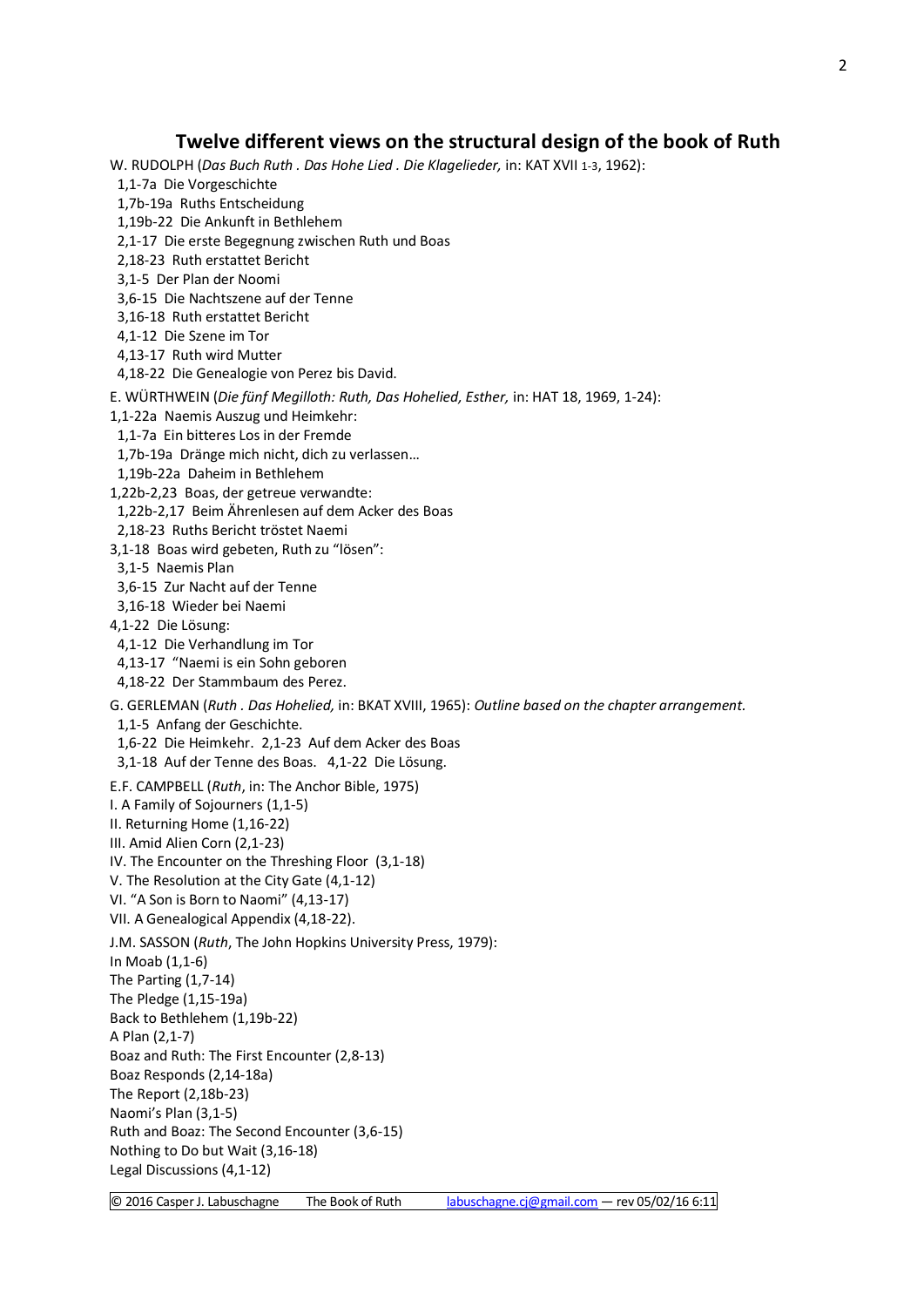## Twelve different views on the structural design of the book of Ruth

W. RUDOLPH (*Das Buch Ruth . Das Hohe Lied . Die Klagelieder,* in: KAT XVII 1-3, 1962):

1,1-7a  Die Vorgeschichte
1,7b-19a  Ruths Entscheidung
1,19b-22  Die Ankunft in Bethlehem
2,1-17  Die erste Begegnung zwischen Ruth und Boas
2,18-23  Ruth erstattet Bericht
3,1-5  Der Plan der Noomi
3,6-15  Die Nachtszene auf der Tenne
3,16-18  Ruth erstattet Bericht
4,1-12  Die Szene im Tor
4,13-17  Ruth wird Mutter
4,18-22  Die Genealogie von Perez bis David.

E. WÜRTHWEIN (*Die fünf Megilloth: Ruth, Das Hohelied, Esther,* in: HAT 18, 1969, 1-24):

1,1-22a  Naemis Auszug und Heimkehr:
  1,1-7a  Ein bitteres Los in der Fremde
  1,7b-19a  Dränge mich nicht, dich zu verlassen…
  1,19b-22a  Daheim in Bethlehem
1,22b-2,23  Boas, der getreue verwandte:
  1,22b-2,17  Beim Ährenlesen auf dem Acker des Boas
  2,18-23  Ruths Bericht tröstet Naemi
3,1-18  Boas wird gebeten, Ruth zu “lösen”:
  3,1-5  Naemis Plan
  3,6-15  Zur Nacht auf der Tenne
  3,16-18  Wieder bei Naemi
4,1-22  Die Lösung:
  4,1-12  Die Verhandlung im Tor
  4,13-17  “Naemi is ein Sohn geboren
  4,18-22  Der Stammbaum des Perez.

G. GERLEMAN (*Ruth . Das Hohelied,* in: BKAT XVIII, 1965): *Outline based on the chapter arrangement.*

1,1-5  Anfang der Geschichte.
1,6-22  Die Heimkehr.  2,1-23  Auf dem Acker des Boas
3,1-18  Auf der Tenne des Boas.  4,1-22  Die Lösung.

E.F. CAMPBELL (*Ruth*, in: The Anchor Bible, 1975)

I. A Family of Sojourners (1,1-5)
II. Returning Home (1,16-22)
III. Amid Alien Corn (2,1-23)
IV. The Encounter on the Threshing Floor (3,1-18)
V. The Resolution at the City Gate (4,1-12)
VI. “A Son is Born to Naomi” (4,13-17)
VII. A Genealogical Appendix (4,18-22).

J.M. SASSON (*Ruth*, The John Hopkins University Press, 1979):

In Moab (1,1-6)
The Parting (1,7-14)
The Pledge (1,15-19a)
Back to Bethlehem (1,19b-22)
A Plan (2,1-7)
Boaz and Ruth: The First Encounter (2,8-13)
Boaz Responds (2,14-18a)
The Report (2,18b-23)
Naomi’s Plan (3,1-5)
Ruth and Boaz: The Second Encounter (3,6-15)
Nothing to Do but Wait (3,16-18)
Legal Discussions (4,1-12)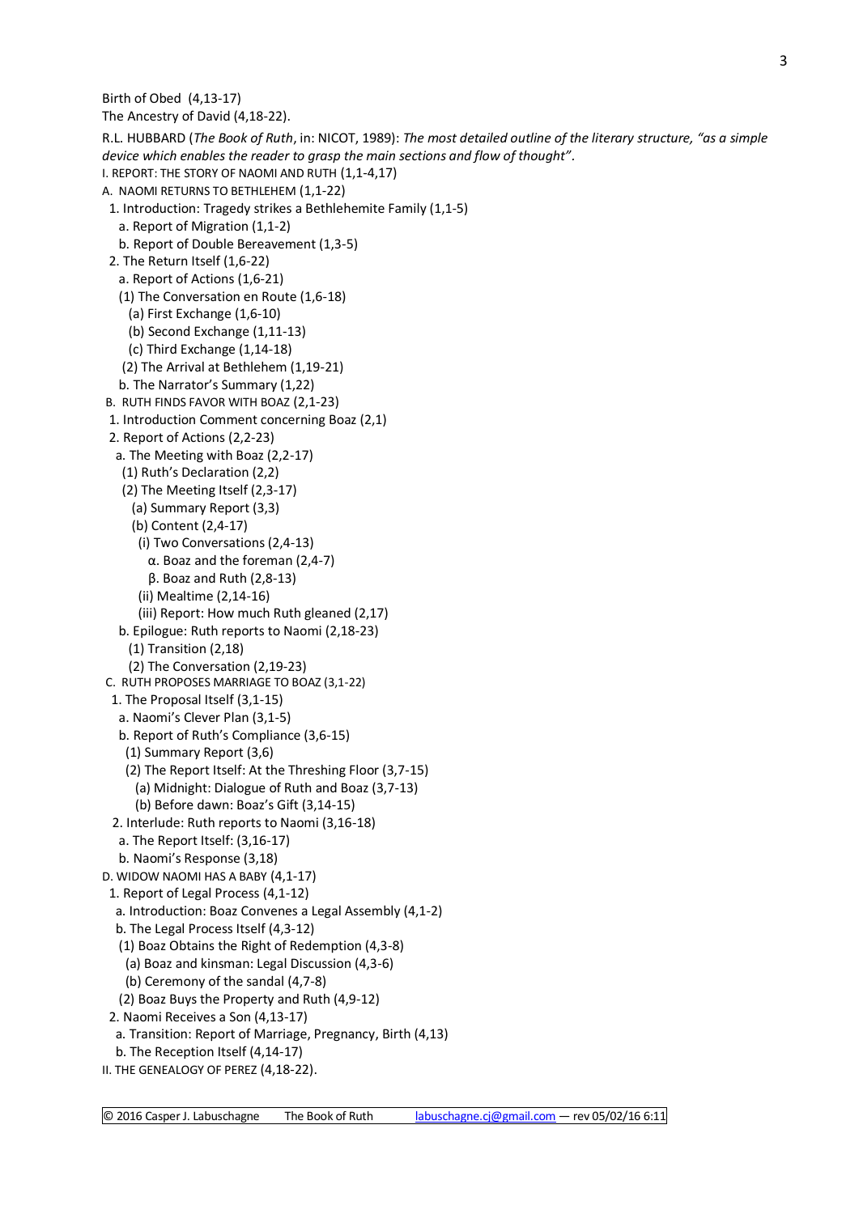Birth of Obed (4,13-17)
The Ancestry of David (4,18-22).

R.L. HUBBARD (*The Book of Ruth*, in: NICOT, 1989): *The most detailed outline of the literary structure, "as a simple device which enables the reader to grasp the main sections and flow of thought"*.

I. REPORT: THE STORY OF NAOMI AND RUTH (1,1-4,17)
A. NAOMI RETURNS TO BETHLEHEM (1,1-22)
  1. Introduction: Tragedy strikes a Bethlehemite Family (1,1-5)
    a. Report of Migration (1,1-2)
    b. Report of Double Bereavement (1,3-5)
  2. The Return Itself (1,6-22)
    a. Report of Actions (1,6-21)
    (1) The Conversation en Route (1,6-18)
      (a) First Exchange (1,6-10)
      (b) Second Exchange (1,11-13)
      (c) Third Exchange (1,14-18)
    (2) The Arrival at Bethlehem (1,19-21)
    b. The Narrator's Summary (1,22)
B. RUTH FINDS FAVOR WITH BOAZ (2,1-23)
  1. Introduction Comment concerning Boaz (2,1)
  2. Report of Actions (2,2-23)
    a. The Meeting with Boaz (2,2-17)
    (1) Ruth's Declaration (2,2)
    (2) The Meeting Itself (2,3-17)
      (a) Summary Report (3,3)
      (b) Content (2,4-17)
        (i) Two Conversations (2,4-13)
          α. Boaz and the foreman (2,4-7)
          β. Boaz and Ruth (2,8-13)
        (ii) Mealtime (2,14-16)
        (iii) Report: How much Ruth gleaned (2,17)
    b. Epilogue: Ruth reports to Naomi (2,18-23)
      (1) Transition (2,18)
      (2) The Conversation (2,19-23)
C. RUTH PROPOSES MARRIAGE TO BOAZ (3,1-22)
  1. The Proposal Itself (3,1-15)
    a. Naomi's Clever Plan (3,1-5)
    b. Report of Ruth's Compliance (3,6-15)
    (1) Summary Report (3,6)
    (2) The Report Itself: At the Threshing Floor (3,7-15)
      (a) Midnight: Dialogue of Ruth and Boaz (3,7-13)
      (b) Before dawn: Boaz's Gift (3,14-15)
  2. Interlude: Ruth reports to Naomi (3,16-18)
    a. The Report Itself: (3,16-17)
    b. Naomi's Response (3,18)
D. WIDOW NAOMI HAS A BABY (4,1-17)
  1. Report of Legal Process (4,1-12)
    a. Introduction: Boaz Convenes a Legal Assembly (4,1-2)
    b. The Legal Process Itself (4,3-12)
    (1) Boaz Obtains the Right of Redemption (4,3-8)
      (a) Boaz and kinsman: Legal Discussion (4,3-6)
      (b) Ceremony of the sandal (4,7-8)
    (2) Boaz Buys the Property and Ruth (4,9-12)
  2. Naomi Receives a Son (4,13-17)
    a. Transition: Report of Marriage, Pregnancy, Birth (4,13)
    b. The Reception Itself (4,14-17)
II. THE GENEALOGY OF PEREZ (4,18-22).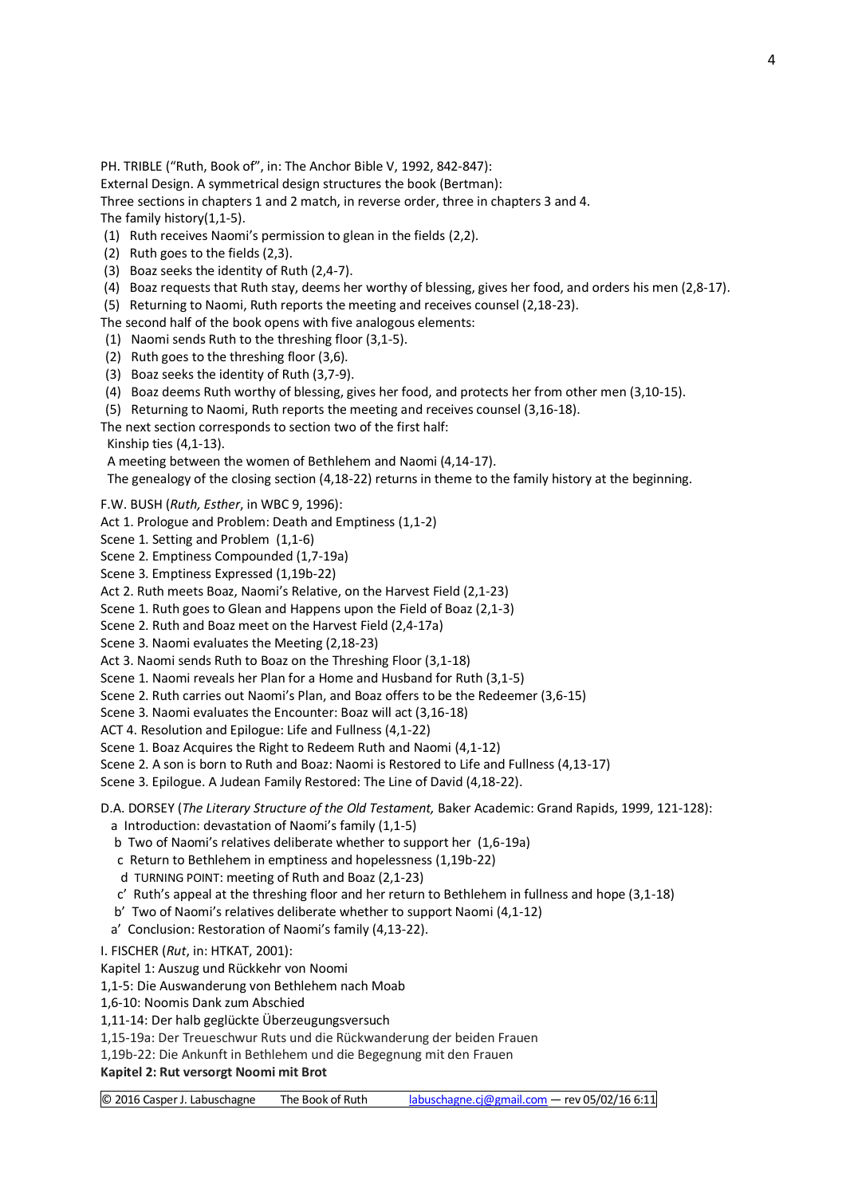PH. TRIBLE ("Ruth, Book of", in: The Anchor Bible V, 1992, 842-847):
External Design. A symmetrical design structures the book (Bertman):
Three sections in chapters 1 and 2 match, in reverse order, three in chapters 3 and 4.
The family history(1,1-5).

(1) Ruth receives Naomi's permission to glean in the fields (2,2).
(2) Ruth goes to the fields (2,3).
(3) Boaz seeks the identity of Ruth (2,4-7).
(4) Boaz requests that Ruth stay, deems her worthy of blessing, gives her food, and orders his men (2,8-17).
(5) Returning to Naomi, Ruth reports the meeting and receives counsel (2,18-23).

The second half of the book opens with five analogous elements:

(1) Naomi sends Ruth to the threshing floor (3,1-5).
(2) Ruth goes to the threshing floor (3,6).
(3) Boaz seeks the identity of Ruth (3,7-9).
(4) Boaz deems Ruth worthy of blessing, gives her food, and protects her from other men (3,10-15).
(5) Returning to Naomi, Ruth reports the meeting and receives counsel (3,16-18).

The next section corresponds to section two of the first half:
Kinship ties (4,1-13).
A meeting between the women of Bethlehem and Naomi (4,14-17).
The genealogy of the closing section (4,18-22) returns in theme to the family history at the beginning.

F.W. BUSH (*Ruth, Esther*, in WBC 9, 1996):
Act 1. Prologue and Problem: Death and Emptiness (1,1-2)
Scene 1. Setting and Problem (1,1-6)
Scene 2. Emptiness Compounded (1,7-19a)
Scene 3. Emptiness Expressed (1,19b-22)
Act 2. Ruth meets Boaz, Naomi's Relative, on the Harvest Field (2,1-23)
Scene 1. Ruth goes to Glean and Happens upon the Field of Boaz (2,1-3)
Scene 2. Ruth and Boaz meet on the Harvest Field (2,4-17a)
Scene 3. Naomi evaluates the Meeting (2,18-23)
Act 3. Naomi sends Ruth to Boaz on the Threshing Floor (3,1-18)
Scene 1. Naomi reveals her Plan for a Home and Husband for Ruth (3,1-5)
Scene 2. Ruth carries out Naomi's Plan, and Boaz offers to be the Redeemer (3,6-15)
Scene 3. Naomi evaluates the Encounter: Boaz will act (3,16-18)
ACT 4. Resolution and Epilogue: Life and Fullness (4,1-22)
Scene 1. Boaz Acquires the Right to Redeem Ruth and Naomi (4,1-12)
Scene 2. A son is born to Ruth and Boaz: Naomi is Restored to Life and Fullness (4,13-17)
Scene 3. Epilogue. A Judean Family Restored: The Line of David (4,18-22).

D.A. DORSEY (*The Literary Structure of the Old Testament,* Baker Academic: Grand Rapids, 1999, 121-128):
a Introduction: devastation of Naomi's family (1,1-5)
b Two of Naomi's relatives deliberate whether to support her (1,6-19a)
c Return to Bethlehem in emptiness and hopelessness (1,19b-22)
d TURNING POINT: meeting of Ruth and Boaz (2,1-23)
c' Ruth's appeal at the threshing floor and her return to Bethlehem in fullness and hope (3,1-18)
b' Two of Naomi's relatives deliberate whether to support Naomi (4,1-12)
a' Conclusion: Restoration of Naomi's family (4,13-22).

I. FISCHER (*Rut*, in: HTKAT, 2001):
Kapitel 1: Auszug und Rückkehr von Noomi
1,1-5: Die Auswanderung von Bethlehem nach Moab
1,6-10: Noomis Dank zum Abschied
1,11-14: Der halb geglückte Überzeugungsversuch
1,15-19a: Der Treueschwur Ruts und die Rückwanderung der beiden Frauen
1,19b-22: Die Ankunft in Bethlehem und die Begegnung mit den Frauen
**Kapitel 2: Rut versorgt Noomi mit Brot**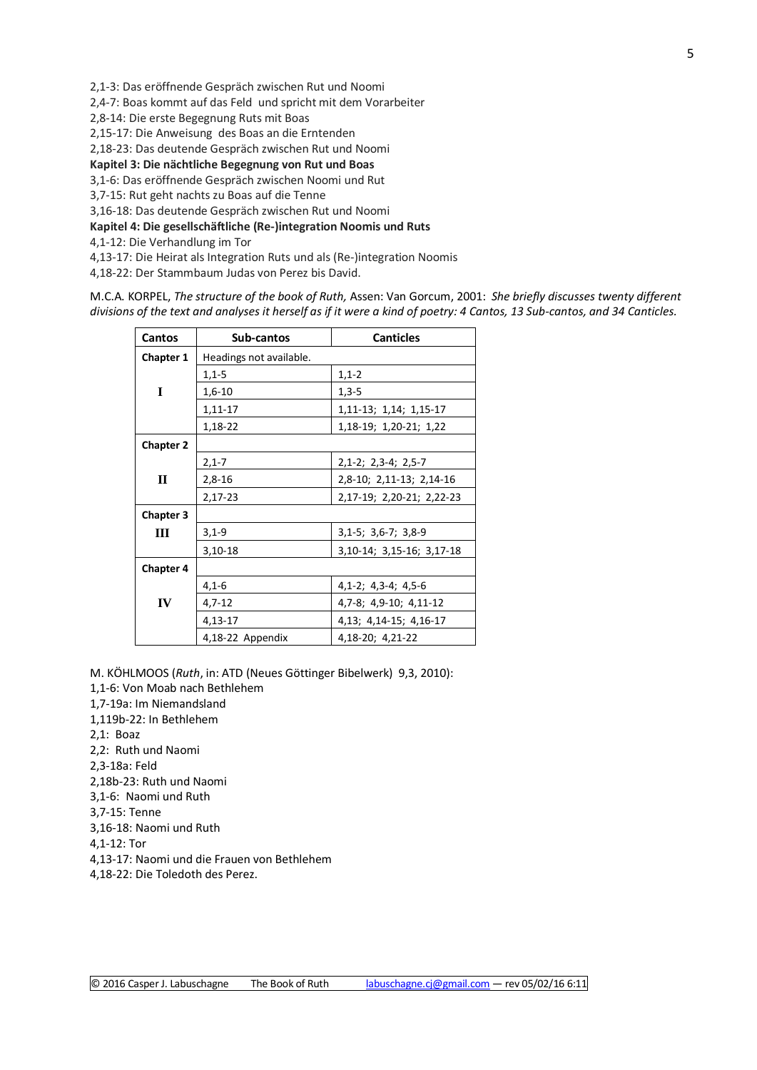2,1-3: Das eröffnende Gespräch zwischen Rut und Noomi
2,4-7: Boas kommt auf das Feld und spricht mit dem Vorarbeiter
2,8-14: Die erste Begegnung Ruts mit Boas
2,15-17: Die Anweisung des Boas an die Erntenden
2,18-23: Das deutende Gespräch zwischen Rut und Noomi
**Kapitel 3: Die nächtliche Begegnung von Rut und Boas**
3,1-6: Das eröffnende Gespräch zwischen Noomi und Rut
3,7-15: Rut geht nachts zu Boas auf die Tenne
3,16-18: Das deutende Gespräch zwischen Rut und Noomi
**Kapitel 4: Die gesellschäftliche (Re-)integration Noomis und Ruts**
4,1-12: Die Verhandlung im Tor
4,13-17: Die Heirat als Integration Ruts und als (Re-)integration Noomis
4,18-22: Der Stammbaum Judas von Perez bis David.

M.C.A. KORPEL, *The structure of the book of Ruth,* Assen: Van Gorcum, 2001: *She briefly discusses twenty different divisions of the text and analyses it herself as if it were a kind of poetry: 4 Cantos, 13 Sub-cantos, and 34 Canticles.*

| Cantos | Sub-cantos | Canticles |
|---|---|---|
| **Chapter 1** | Headings not available. | |
| | 1,1-5 | 1,1-2 |
| **I** | 1,6-10 | 1,3-5 |
| | 1,11-17 | 1,11-13; 1,14; 1,15-17 |
| | 1,18-22 | 1,18-19; 1,20-21; 1,22 |
| **Chapter 2** | | |
| | 2,1-7 | 2,1-2; 2,3-4; 2,5-7 |
| **II** | 2,8-16 | 2,8-10; 2,11-13; 2,14-16 |
| | 2,17-23 | 2,17-19; 2,20-21; 2,22-23 |
| **Chapter 3** | | |
| **III** | 3,1-9 | 3,1-5; 3,6-7; 3,8-9 |
| | 3,10-18 | 3,10-14; 3,15-16; 3,17-18 |
| **Chapter 4** | | |
| | 4,1-6 | 4,1-2; 4,3-4; 4,5-6 |
| **IV** | 4,7-12 | 4,7-8; 4,9-10; 4,11-12 |
| | 4,13-17 | 4,13; 4,14-15; 4,16-17 |
| | 4,18-22 Appendix | 4,18-20; 4,21-22 |

M. KÖHLMOOS (*Ruth*, in: ATD (Neues Göttinger Bibelwerk) 9,3, 2010):
1,1-6: Von Moab nach Bethlehem
1,7-19a: Im Niemandsland
1,119b-22: In Bethlehem
2,1: Boaz
2,2: Ruth und Naomi
2,3-18a: Feld
2,18b-23: Ruth und Naomi
3,1-6: Naomi und Ruth
3,7-15: Tenne
3,16-18: Naomi und Ruth
4,1-12: Tor
4,13-17: Naomi und die Frauen von Bethlehem
4,18-22: Die Toledoth des Perez.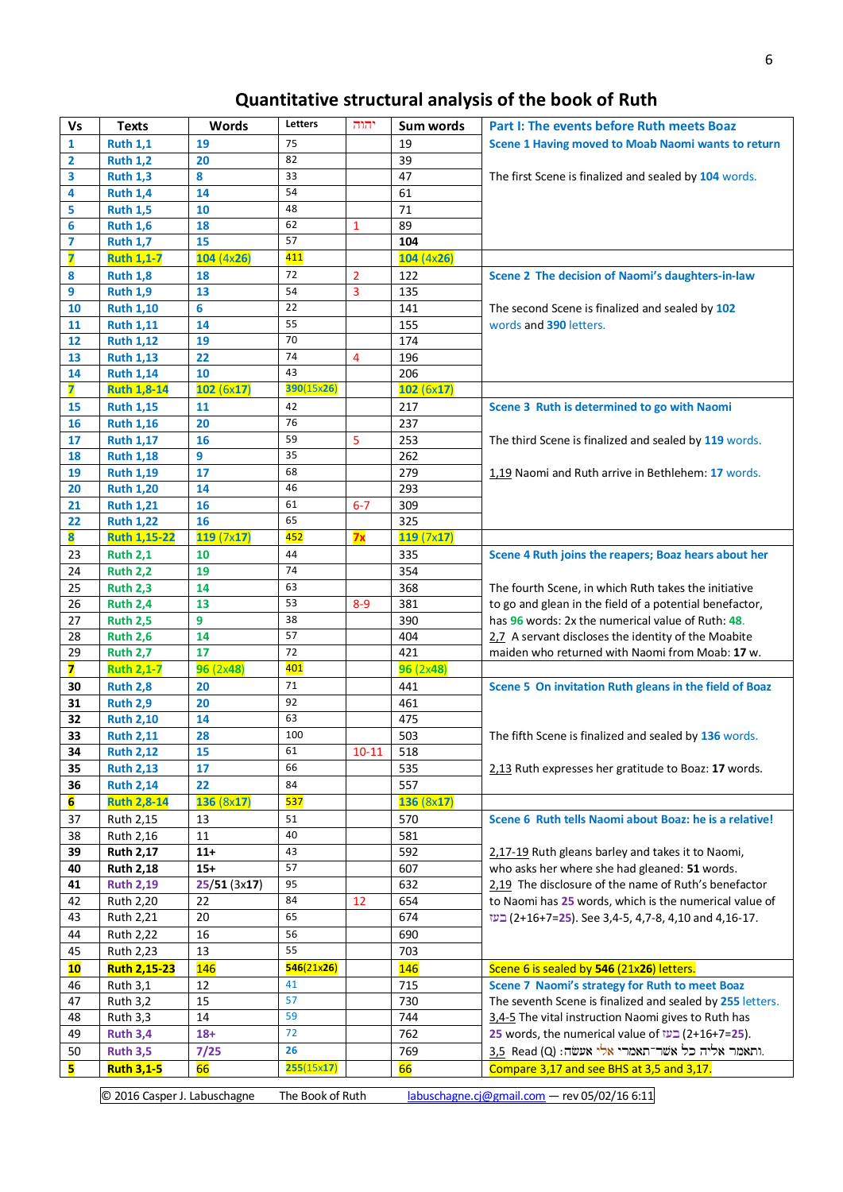# Quantitative structural analysis of the book of Ruth

| Vs | Texts | Words | Letters | יהוה | Sum words | |
|---|---|---|---|---|---|---|
| 1 | Ruth 1,1 | 19 | 75 | | 19 | **Part I: The events before Ruth meets Boaz** |
| 2 | Ruth 1,2 | 20 | 82 | | 39 | **Scene 1 Having moved to Moab Naomi wants to return** |
| 3 | Ruth 1,3 | 8 | 33 | | 47 | The first Scene is finalized and sealed by 104 words. |
| 4 | Ruth 1,4 | 14 | 54 | | 61 | |
| 5 | Ruth 1,5 | 10 | 48 | | 71 | |
| 6 | Ruth 1,6 | 18 | 62 | 1 | 89 | |
| 7 | Ruth 1,7 | 15 | 57 | | **104** | |
| **7** | **Ruth 1,1-7** | **104 (4x26)** | **411** | | **104 (4x26)** | |
| 8 | Ruth 1,8 | 18 | 72 | 2 | 122 | **Scene 2 The decision of Naomi's daughters-in-law** |
| 9 | Ruth 1,9 | 13 | 54 | 3 | 135 | |
| 10 | Ruth 1,10 | 6 | 22 | | 141 | The second Scene is finalized and sealed by 102 words and 390 letters. |
| 11 | Ruth 1,11 | 14 | 55 | | 155 | |
| 12 | Ruth 1,12 | 19 | 70 | | 174 | |
| 13 | Ruth 1,13 | 22 | 74 | 4 | 196 | |
| 14 | Ruth 1,14 | 10 | 43 | | 206 | |
| **7** | **Ruth 1,8-14** | **102 (6x17)** | **390(15x26)** | | **102 (6x17)** | |
| 15 | Ruth 1,15 | 11 | 42 | | 217 | **Scene 3 Ruth is determined to go with Naomi** |
| 16 | Ruth 1,16 | 20 | 76 | | 237 | |
| 17 | Ruth 1,17 | 16 | 59 | 5 | 253 | The third Scene is finalized and sealed by 119 words. |
| 18 | Ruth 1,18 | 9 | 35 | | 262 | |
| 19 | Ruth 1,19 | 17 | 68 | | 279 | 1,19 Naomi and Ruth arrive in Bethlehem: 17 words. |
| 20 | Ruth 1,20 | 14 | 46 | | 293 | |
| 21 | Ruth 1,21 | 16 | 61 | 6-7 | 309 | |
| 22 | Ruth 1,22 | 16 | 65 | | 325 | |
| **8** | **Ruth 1,15-22** | **119 (7x17)** | **452** | **7x** | **119 (7x17)** | |
| 23 | Ruth 2,1 | 10 | 44 | | 335 | **Scene 4 Ruth joins the reapers; Boaz hears about her** |
| 24 | Ruth 2,2 | 19 | 74 | | 354 | |
| 25 | Ruth 2,3 | 14 | 63 | | 368 | The fourth Scene, in which Ruth takes the initiative |
| 26 | Ruth 2,4 | 13 | 53 | 8-9 | 381 | to go and glean in the field of a potential benefactor, |
| 27 | Ruth 2,5 | 9 | 38 | | 390 | has 96 words: 2x the numerical value of Ruth: 48. |
| 28 | Ruth 2,6 | 14 | 57 | | 404 | 2,7 A servant discloses the identity of the Moabite |
| 29 | Ruth 2,7 | 17 | 72 | | 421 | maiden who returned with Naomi from Moab: **17** w. |
| **7** | **Ruth 2,1-7** | **96 (2x48)** | **401** | | **96 (2x48)** | |
| **30** | Ruth 2,8 | 20 | 71 | | 441 | **Scene 5 On invitation Ruth gleans in the field of Boaz** |
| **31** | Ruth 2,9 | 20 | 92 | | 461 | |
| **32** | Ruth 2,10 | 14 | 63 | | 475 | |
| **33** | Ruth 2,11 | 28 | 100 | | 503 | The fifth Scene is finalized and sealed by 136 words. |
| **34** | Ruth 2,12 | 15 | 61 | 10-11 | 518 | |
| **35** | Ruth 2,13 | 17 | 66 | | 535 | 2,13 Ruth expresses her gratitude to Boaz: **17** words. |
| **36** | Ruth 2,14 | 22 | 84 | | 557 | |
| **6** | **Ruth 2,8-14** | **136 (8x17)** | **537** | | **136 (8x17)** | |
| 37 | Ruth 2,15 | 13 | 51 | | 570 | **Scene 6 Ruth tells Naomi about Boaz: he is a relative!** |
| 38 | Ruth 2,16 | 11 | 40 | | 581 | |
| **39** | **Ruth 2,17** | **11+** | 43 | | 592 | 2,17-19 Ruth gleans barley and takes it to Naomi, |
| **40** | **Ruth 2,18** | **15+** | 57 | | 607 | who asks her where she had gleaned: 51 words. |
| **41** | **Ruth 2,19** | **25/51 (3x17)** | 95 | | 632 | 2,19 The disclosure of the name of Ruth's benefactor |
| 42 | Ruth 2,20 | 22 | 84 | 12 | 654 | to Naomi has 25 words, which is the numerical value of |
| 43 | Ruth 2,21 | 20 | 65 | | 674 | בעז (2+16+7=25). See 3,4-5, 4,7-8, 4,10 and 4,16-17. |
| 44 | Ruth 2,22 | 16 | 56 | | 690 | |
| 45 | Ruth 2,23 | 13 | 55 | | 703 | |
| **10** | **Ruth 2,15-23** | **146** | **546(21x26)** | | **146** | Scene 6 is sealed by **546** (21x**26**) letters. |
| 46 | Ruth 3,1 | 12 | 41 | | 715 | **Scene 7 Naomi's strategy for Ruth to meet Boaz** |
| 47 | Ruth 3,2 | 15 | 57 | | 730 | The seventh Scene is finalized and sealed by 255 letters. |
| 48 | Ruth 3,3 | 14 | 59 | | 744 | 3,4-5 The vital instruction Naomi gives to Ruth has |
| 49 | **Ruth 3,4** | **18+** | 72 | | 762 | 25 words, the numerical value of בעז (2+16+7=25). |
| 50 | **Ruth 3,5** | **7/25** | 26 | | 769 | 3,5 Read (Q) :ותאמר אליה כל אשר־תאמרי אלי אעשה. |
| **5** | **Ruth 3,1-5** | **66** | **255(15x17)** | | **66** | Compare 3,17 and see BHS at 3,5 and 3,17. |

© 2016 Casper J. Labuschagne The Book of Ruth labuschagne.cj@gmail.com — rev 05/02/16 6:11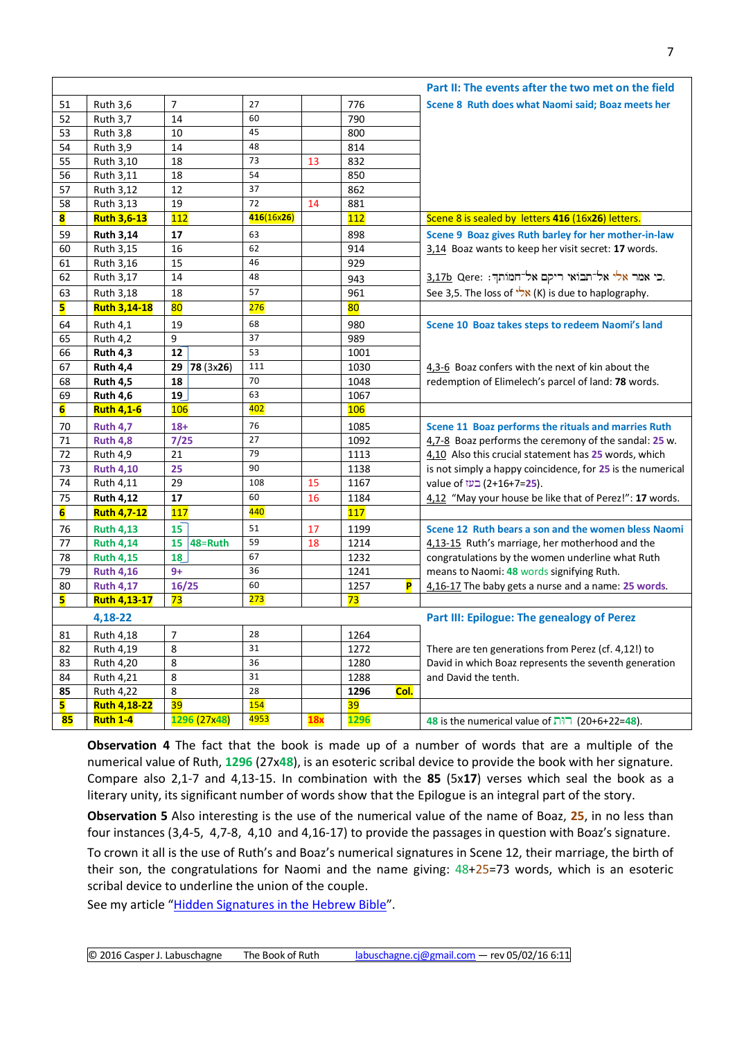| | | | | | | Part II: The events after the two met on the field |
|---|---|---|---|---|---|---|
| 51 | Ruth 3,6 | 7 | 27 | | 776 | Scene 8 Ruth does what Naomi said; Boaz meets her |
| 52 | Ruth 3,7 | 14 | 60 | | 790 | |
| 53 | Ruth 3,8 | 10 | 45 | | 800 | |
| 54 | Ruth 3,9 | 14 | 48 | | 814 | |
| 55 | Ruth 3,10 | 18 | 73 | 13 | 832 | |
| 56 | Ruth 3,11 | 18 | 54 | | 850 | |
| 57 | Ruth 3,12 | 12 | 37 | | 862 | |
| 58 | Ruth 3,13 | 19 | 72 | 14 | 881 | |
| **8** | **Ruth 3,6-13** | **112** | **416(16x26)** | | **112** | Scene 8 is sealed by letters **416** (16x**26**) letters. |
| 59 | **Ruth 3,14** | **17** | 63 | | 898 | Scene 9 Boaz gives Ruth barley for her mother-in-law |
| 60 | Ruth 3,15 | 16 | 62 | | 914 | 3,14 Boaz wants to keep her visit secret: **17** words. |
| 61 | Ruth 3,16 | 15 | 46 | | 929 | |
| 62 | Ruth 3,17 | 14 | 48 | | 943 | 3,17b Qere: כִּי אָמַר אֵלַי אַל־תָּבוֹאִי רֵיקָם אֶל־חֲמוֹתֵךְ׃ |
| 63 | Ruth 3,18 | 18 | 57 | | 961 | See 3,5. The loss of אֵלַי (K) is due to haplography. |
| **5** | **Ruth 3,14-18** | **80** | **276** | | **80** | |
| 64 | Ruth 4,1 | 19 | 68 | | 980 | Scene 10 Boaz takes steps to redeem Naomi's land |
| 65 | Ruth 4,2 | 9 | 37 | | 989 | |
| 66 | **Ruth 4,3** | **12** | 53 | | 1001 | |
| 67 | **Ruth 4,4** | **29** 78 (3x**26**) | 111 | | 1030 | 4,3-6 Boaz confers with the next of kin about the |
| 68 | **Ruth 4,5** | **18** | 70 | | 1048 | redemption of Elimelech's parcel of land: **78** words. |
| 69 | **Ruth 4,6** | **19** | 63 | | 1067 | |
| **6** | **Ruth 4,1-6** | **106** | **402** | | **106** | |
| 70 | **Ruth 4,7** | **18+** | 76 | | 1085 | Scene 11 Boaz performs the rituals and marries Ruth |
| 71 | **Ruth 4,8** | **7/25** | 27 | | 1092 | 4,7-8 Boaz performs the ceremony of the sandal: **25** w. |
| 72 | Ruth 4,9 | 21 | 79 | | 1113 | 4,10 Also this crucial statement has **25** words, which |
| 73 | **Ruth 4,10** | **25** | 90 | | 1138 | is not simply a happy coincidence, for **25** is the numerical |
| 74 | Ruth 4,11 | 29 | 108 | 15 | 1167 | value of בעז (2+16+7=**25**). |
| 75 | **Ruth 4,12** | **17** | 60 | 16 | 1184 | 4,12 "May your house be like that of Perez!": **17** words. |
| **6** | **Ruth 4,7-12** | **117** | **440** | | **117** | |
| 76 | **Ruth 4,13** | **15** | 51 | 17 | 1199 | Scene 12 Ruth bears a son and the women bless Naomi |
| 77 | **Ruth 4,14** | **15** 48=Ruth | 59 | 18 | 1214 | 4,13-15 Ruth's marriage, her motherhood and the |
| 78 | **Ruth 4,15** | **18** | 67 | | 1232 | congratulations by the women underline what Ruth |
| 79 | **Ruth 4,16** | **9+** | 36 | | 1241 | means to Naomi: **48** words signifying Ruth. |
| 80 | **Ruth 4,17** | **16/25** | 60 | | 1257 **P** | 4,16-17 The baby gets a nurse and a name: **25** words. |
| **5** | **Ruth 4,13-17** | **73** | **273** | | **73** | |
| | **4,18-22** | | | | | Part III: Epilogue: The genealogy of Perez |
| 81 | Ruth 4,18 | 7 | 28 | | 1264 | |
| 82 | Ruth 4,19 | 8 | 31 | | 1272 | There are ten generations from Perez (cf. 4,12!) to |
| 83 | Ruth 4,20 | 8 | 36 | | 1280 | David in which Boaz represents the seventh generation |
| 84 | Ruth 4,21 | 8 | 31 | | 1288 | and David the tenth. |
| **85** | Ruth 4,22 | 8 | 28 | | **1296 Col.** | |
| **5** | **Ruth 4,18-22** | **39** | **154** | | **39** | |
| **85** | **Ruth 1-4** | **1296 (27x48)** | **4953** | **18x** | **1296** | **48** is the numerical value of רות (20+6+22=**48**). |

**Observation 4** The fact that the book is made up of a number of words that are a multiple of the numerical value of Ruth, **1296** (27x**48**), is an esoteric scribal device to provide the book with her signature. Compare also 2,1-7 and 4,13-15. In combination with the **85** (5x**17**) verses which seal the book as a literary unity, its significant number of words show that the Epilogue is an integral part of the story.

**Observation 5** Also interesting is the use of the numerical value of the name of Boaz, **25**, in no less than four instances (3,4-5, 4,7-8, 4,10 and 4,16-17) to provide the passages in question with Boaz's signature.

To crown it all is the use of Ruth's and Boaz's numerical signatures in Scene 12, their marriage, the birth of their son, the congratulations for Naomi and the name giving: 48+25=73 words, which is an esoteric scribal device to underline the union of the couple.

See my article "Hidden Signatures in the Hebrew Bible".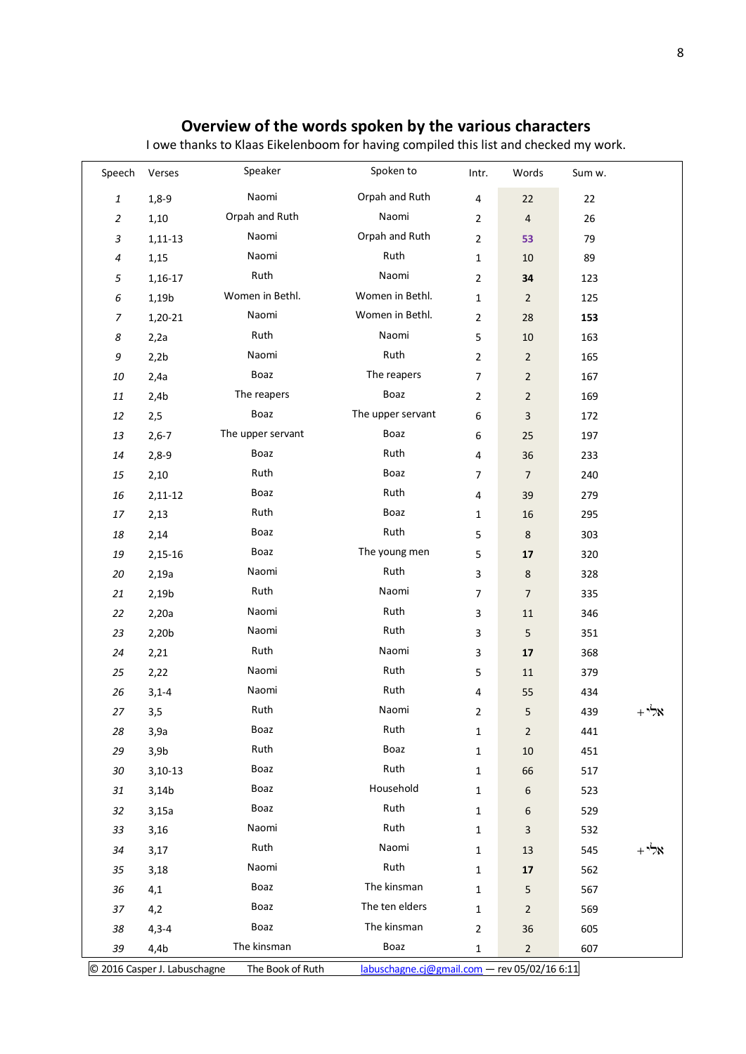## Overview of the words spoken by the various characters

I owe thanks to Klaas Eikelenboom for having compiled this list and checked my work.

| Speech | Verses | Speaker | Spoken to | Intr. | Words | Sum w. | |
|---|---|---|---|---|---|---|---|
| *1* | 1,8-9 | Naomi | Orpah and Ruth | 4 | 22 | 22 | |
| *2* | 1,10 | Orpah and Ruth | Naomi | 2 | 4 | 26 | |
| *3* | 1,11-13 | Naomi | Orpah and Ruth | 2 | **53** | 79 | |
| *4* | 1,15 | Naomi | Ruth | 1 | 10 | 89 | |
| *5* | 1,16-17 | Ruth | Naomi | 2 | **34** | 123 | |
| *6* | 1,19b | Women in Bethl. | Women in Bethl. | 1 | 2 | 125 | |
| *7* | 1,20-21 | Naomi | Women in Bethl. | 2 | 28 | **153** | |
| *8* | 2,2a | Ruth | Naomi | 5 | 10 | 163 | |
| *9* | 2,2b | Naomi | Ruth | 2 | 2 | 165 | |
| *10* | 2,4a | Boaz | The reapers | 7 | 2 | 167 | |
| *11* | 2,4b | The reapers | Boaz | 2 | 2 | 169 | |
| *12* | 2,5 | Boaz | The upper servant | 6 | 3 | 172 | |
| *13* | 2,6-7 | The upper servant | Boaz | 6 | 25 | 197 | |
| *14* | 2,8-9 | Boaz | Ruth | 4 | 36 | 233 | |
| *15* | 2,10 | Ruth | Boaz | 7 | 7 | 240 | |
| *16* | 2,11-12 | Boaz | Ruth | 4 | 39 | 279 | |
| *17* | 2,13 | Ruth | Boaz | 1 | 16 | 295 | |
| *18* | 2,14 | Boaz | Ruth | 5 | 8 | 303 | |
| *19* | 2,15-16 | Boaz | The young men | 5 | **17** | 320 | |
| *20* | 2,19a | Naomi | Ruth | 3 | 8 | 328 | |
| *21* | 2,19b | Ruth | Naomi | 7 | 7 | 335 | |
| *22* | 2,20a | Naomi | Ruth | 3 | 11 | 346 | |
| *23* | 2,20b | Naomi | Ruth | 3 | 5 | 351 | |
| *24* | 2,21 | Ruth | Naomi | 3 | **17** | 368 | |
| *25* | 2,22 | Naomi | Ruth | 5 | 11 | 379 | |
| *26* | 3,1-4 | Naomi | Ruth | 4 | 55 | 434 | |
| *27* | 3,5 | Ruth | Naomi | 2 | 5 | 439 | + אלי |
| *28* | 3,9a | Boaz | Ruth | 1 | 2 | 441 | |
| *29* | 3,9b | Ruth | Boaz | 1 | 10 | 451 | |
| *30* | 3,10-13 | Boaz | Ruth | 1 | 66 | 517 | |
| *31* | 3,14b | Boaz | Household | 1 | 6 | 523 | |
| *32* | 3,15a | Boaz | Ruth | 1 | 6 | 529 | |
| *33* | 3,16 | Naomi | Ruth | 1 | 3 | 532 | |
| *34* | 3,17 | Ruth | Naomi | 1 | 13 | 545 | + אלי |
| *35* | 3,18 | Naomi | Ruth | 1 | **17** | 562 | |
| *36* | 4,1 | Boaz | The kinsman | 1 | 5 | 567 | |
| *37* | 4,2 | Boaz | The ten elders | 1 | 2 | 569 | |
| *38* | 4,3-4 | Boaz | The kinsman | 2 | 36 | 605 | |
| *39* | 4,4b | The kinsman | Boaz | 1 | 2 | 607 | |

© 2016 Casper J. Labuschagne The Book of Ruth labuschagne.cj@gmail.com — rev 05/02/16 6:11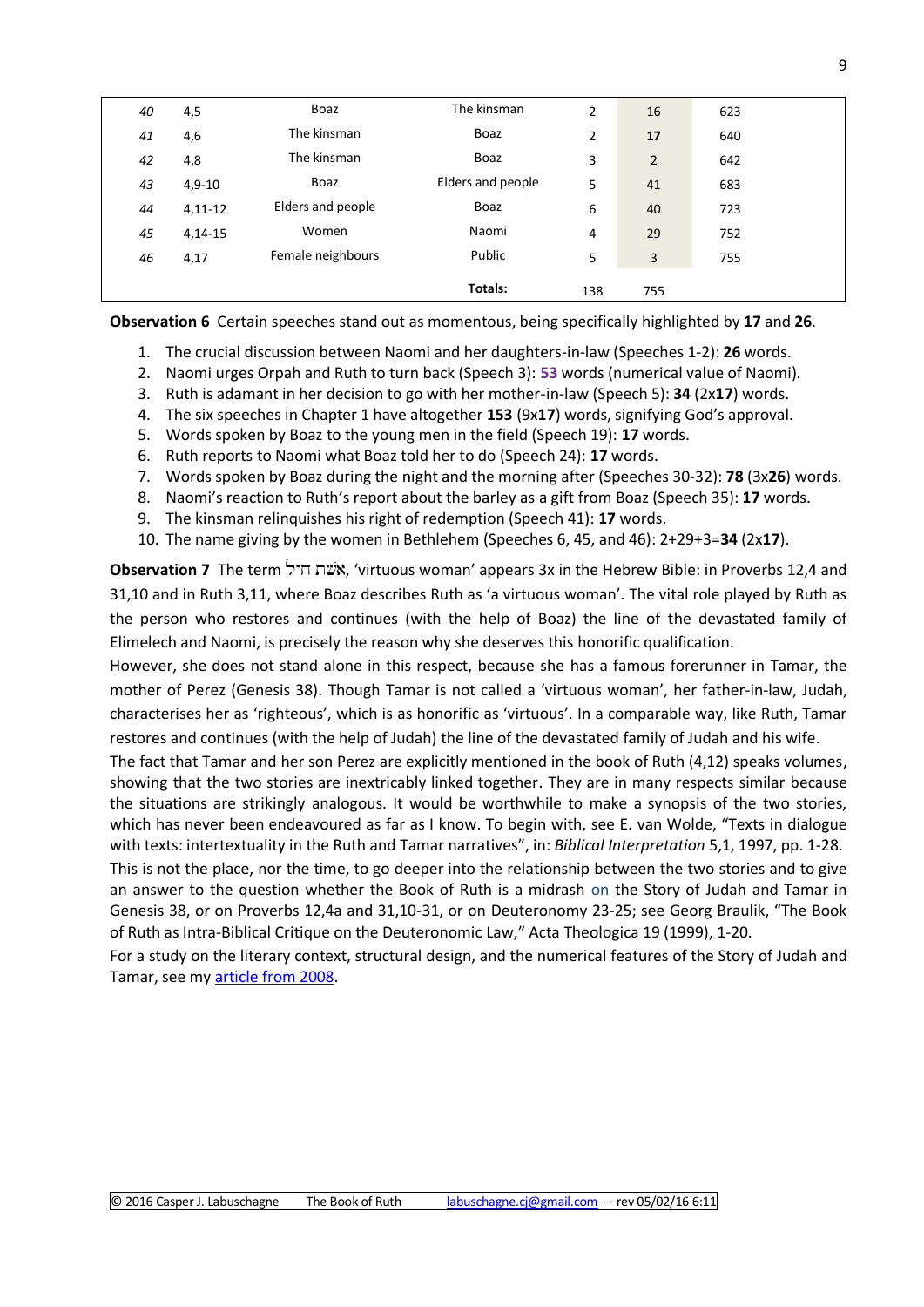| | | | | | | |
|---|---|---|---|---|---|---|
| *40* | 4,5 | Boaz | The kinsman | 2 | 16 | 623 |
| *41* | 4,6 | The kinsman | Boaz | 2 | **17** | 640 |
| *42* | 4,8 | The kinsman | Boaz | 3 | 2 | 642 |
| *43* | 4,9-10 | Boaz | Elders and people | 5 | 41 | 683 |
| *44* | 4,11-12 | Elders and people | Boaz | 6 | 40 | 723 |
| *45* | 4,14-15 | Women | Naomi | 4 | 29 | 752 |
| *46* | 4,17 | Female neighbours | Public | 5 | 3 | 755 |
| | | | **Totals:** | 138 | 755 | |

**Observation 6** Certain speeches stand out as momentous, being specifically highlighted by **17** and **26**.

1. The crucial discussion between Naomi and her daughters-in-law (Speeches 1-2): **26** words.
2. Naomi urges Orpah and Ruth to turn back (Speech 3): **53** words (numerical value of Naomi).
3. Ruth is adamant in her decision to go with her mother-in-law (Speech 5): **34** (2x**17**) words.
4. The six speeches in Chapter 1 have altogether **153** (9x**17**) words, signifying God's approval.
5. Words spoken by Boaz to the young men in the field (Speech 19): **17** words.
6. Ruth reports to Naomi what Boaz told her to do (Speech 24): **17** words.
7. Words spoken by Boaz during the night and the morning after (Speeches 30-32): **78** (3x**26**) words.
8. Naomi's reaction to Ruth's report about the barley as a gift from Boaz (Speech 35): **17** words.
9. The kinsman relinquishes his right of redemption (Speech 41): **17** words.
10. The name giving by the women in Bethlehem (Speeches 6, 45, and 46): 2+29+3=**34** (2x**17**).

**Observation 7** The term אשׁת חיל, 'virtuous woman' appears 3x in the Hebrew Bible: in Proverbs 12,4 and 31,10 and in Ruth 3,11, where Boaz describes Ruth as 'a virtuous woman'. The vital role played by Ruth as the person who restores and continues (with the help of Boaz) the line of the devastated family of Elimelech and Naomi, is precisely the reason why she deserves this honorific qualification.

However, she does not stand alone in this respect, because she has a famous forerunner in Tamar, the mother of Perez (Genesis 38). Though Tamar is not called a 'virtuous woman', her father-in-law, Judah, characterises her as 'righteous', which is as honorific as 'virtuous'. In a comparable way, like Ruth, Tamar restores and continues (with the help of Judah) the line of the devastated family of Judah and his wife.

The fact that Tamar and her son Perez are explicitly mentioned in the book of Ruth (4,12) speaks volumes, showing that the two stories are inextricably linked together. They are in many respects similar because the situations are strikingly analogous. It would be worthwhile to make a synopsis of the two stories, which has never been endeavoured as far as I know. To begin with, see E. van Wolde, "Texts in dialogue with texts: intertextuality in the Ruth and Tamar narratives", in: *Biblical Interpretation* 5,1, 1997, pp. 1-28.

This is not the place, nor the time, to go deeper into the relationship between the two stories and to give an answer to the question whether the Book of Ruth is a midrash on the Story of Judah and Tamar in Genesis 38, or on Proverbs 12,4a and 31,10-31, or on Deuteronomy 23-25; see Georg Braulik, "The Book of Ruth as Intra-Biblical Critique on the Deuteronomic Law," Acta Theologica 19 (1999), 1-20.

For a study on the literary context, structural design, and the numerical features of the Story of Judah and Tamar, see my article from 2008.